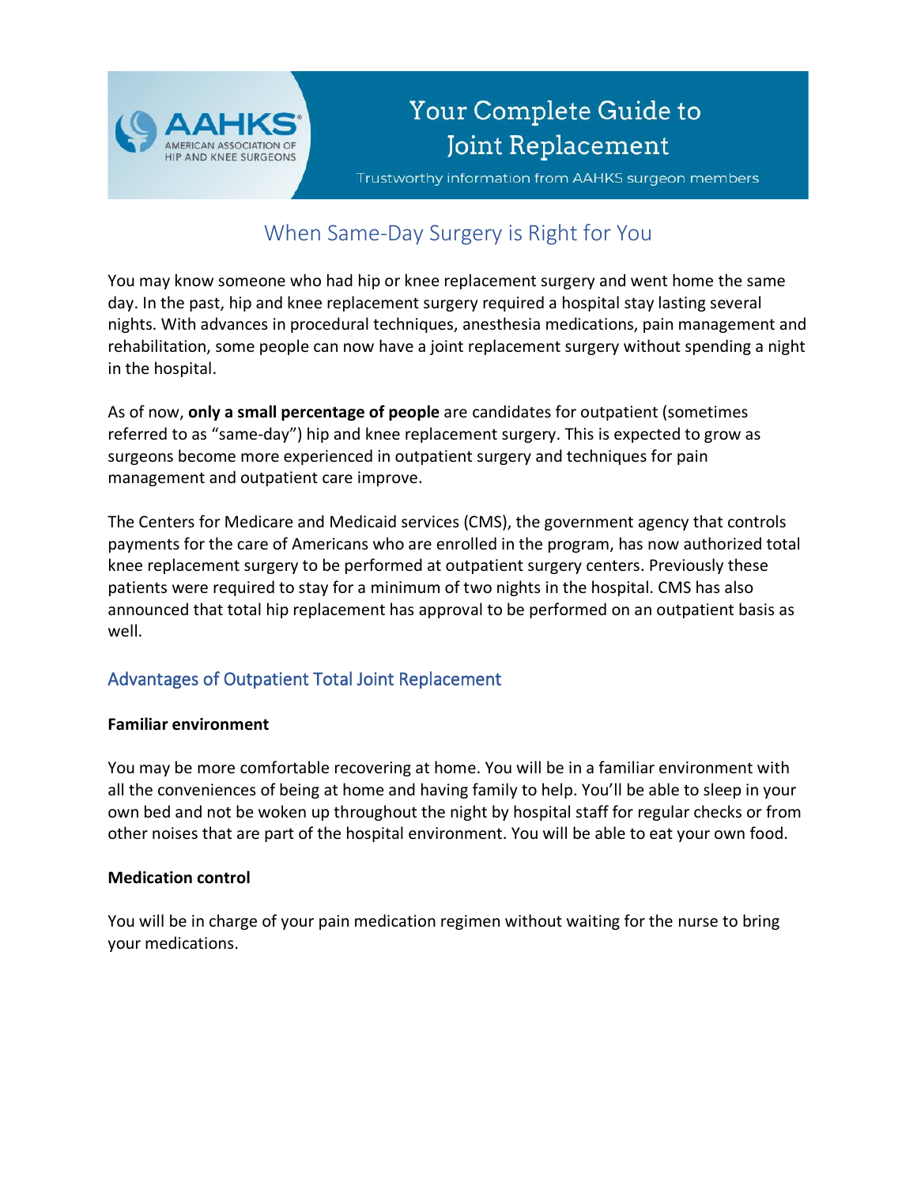AAHKS AMERICAN ASSOCIATION OF HIP AND KNEE SURGEONS

# Your Complete Guide to Joint Replacement

Trustworthy information from AAHKS surgeon members

## When Same-Day Surgery is Right for You

You may know someone who had hip or knee replacement surgery and went home the same day. In the past, hip and knee replacement surgery required a hospital stay lasting several nights. With advances in procedural techniques, anesthesia medications, pain management and rehabilitation, some people can now have a joint replacement surgery without spending a night in the hospital.

As of now, **only a small percentage of people** are candidates for outpatient (sometimes referred to as "same-day") hip and knee replacement surgery. This is expected to grow as surgeons become more experienced in outpatient surgery and techniques for pain management and outpatient care improve.

The Centers for Medicare and Medicaid services (CMS), the government agency that controls payments for the care of Americans who are enrolled in the program, has now authorized total knee replacement surgery to be performed at outpatient surgery centers. Previously these patients were required to stay for a minimum of two nights in the hospital. CMS has also announced that total hip replacement has approval to be performed on an outpatient basis as well.

### Advantages of Outpatient Total Joint Replacement

**Familiar environment**

You may be more comfortable recovering at home. You will be in a familiar environment with all the conveniences of being at home and having family to help. You'll be able to sleep in your own bed and not be woken up throughout the night by hospital staff for regular checks or from other noises that are part of the hospital environment. You will be able to eat your own food.

**Medication control**

You will be in charge of your pain medication regimen without waiting for the nurse to bring your medications.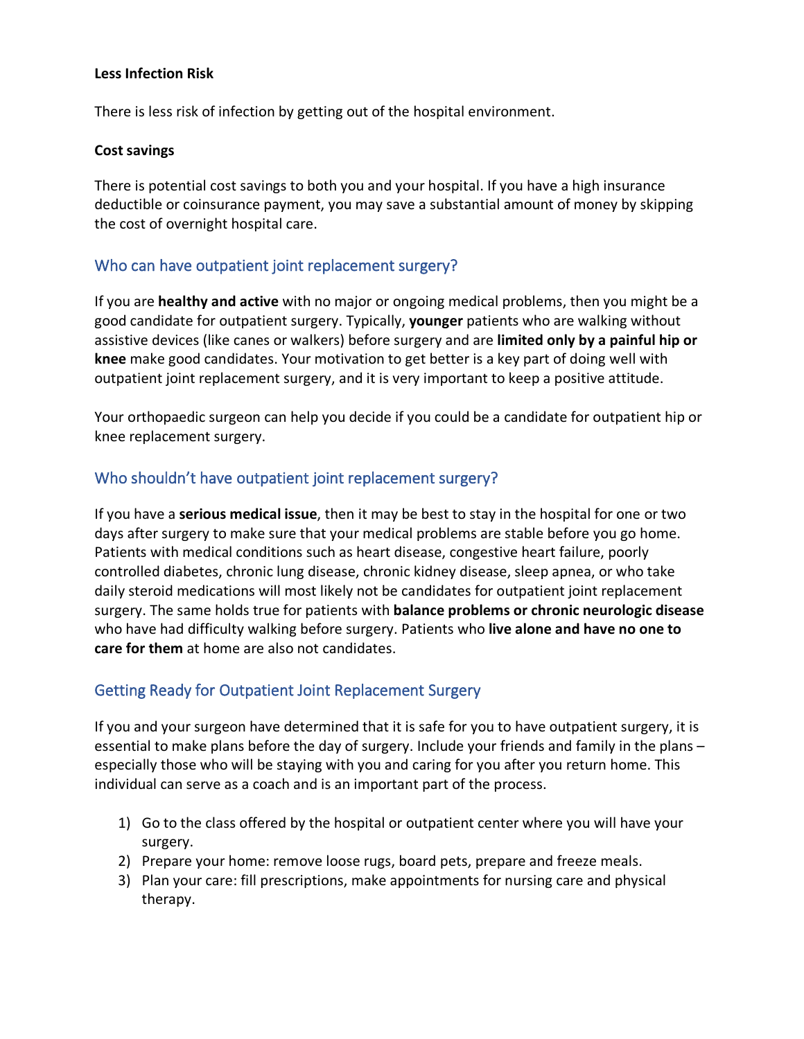**Less Infection Risk**

There is less risk of infection by getting out of the hospital environment.

**Cost savings**

There is potential cost savings to both you and your hospital. If you have a high insurance deductible or coinsurance payment, you may save a substantial amount of money by skipping the cost of overnight hospital care.

## Who can have outpatient joint replacement surgery?

If you are **healthy and active** with no major or ongoing medical problems, then you might be a good candidate for outpatient surgery. Typically, **younger** patients who are walking without assistive devices (like canes or walkers) before surgery and are **limited only by a painful hip or knee** make good candidates. Your motivation to get better is a key part of doing well with outpatient joint replacement surgery, and it is very important to keep a positive attitude.

Your orthopaedic surgeon can help you decide if you could be a candidate for outpatient hip or knee replacement surgery.

## Who shouldn't have outpatient joint replacement surgery?

If you have a **serious medical issue**, then it may be best to stay in the hospital for one or two days after surgery to make sure that your medical problems are stable before you go home. Patients with medical conditions such as heart disease, congestive heart failure, poorly controlled diabetes, chronic lung disease, chronic kidney disease, sleep apnea, or who take daily steroid medications will most likely not be candidates for outpatient joint replacement surgery. The same holds true for patients with **balance problems or chronic neurologic disease** who have had difficulty walking before surgery. Patients who **live alone and have no one to care for them** at home are also not candidates.

## Getting Ready for Outpatient Joint Replacement Surgery

If you and your surgeon have determined that it is safe for you to have outpatient surgery, it is essential to make plans before the day of surgery. Include your friends and family in the plans – especially those who will be staying with you and caring for you after you return home. This individual can serve as a coach and is an important part of the process.

1) Go to the class offered by the hospital or outpatient center where you will have your surgery.
2) Prepare your home: remove loose rugs, board pets, prepare and freeze meals.
3) Plan your care: fill prescriptions, make appointments for nursing care and physical therapy.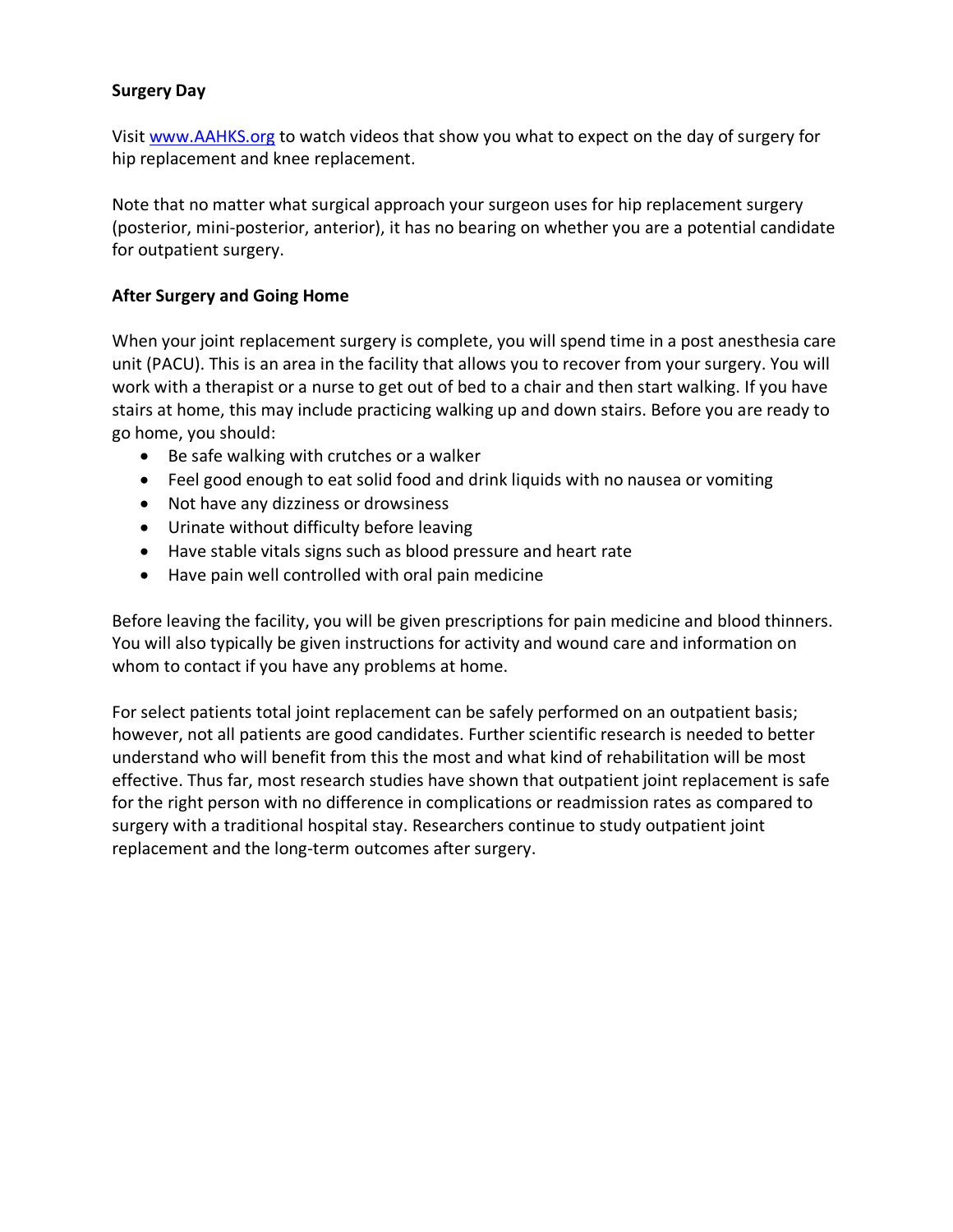**Surgery Day**

Visit [www.AAHKS.org](http://www.AAHKS.org) to watch videos that show you what to expect on the day of surgery for hip replacement and knee replacement.

Note that no matter what surgical approach your surgeon uses for hip replacement surgery (posterior, mini-posterior, anterior), it has no bearing on whether you are a potential candidate for outpatient surgery.

**After Surgery and Going Home**

When your joint replacement surgery is complete, you will spend time in a post anesthesia care unit (PACU). This is an area in the facility that allows you to recover from your surgery. You will work with a therapist or a nurse to get out of bed to a chair and then start walking. If you have stairs at home, this may include practicing walking up and down stairs. Before you are ready to go home, you should:

- Be safe walking with crutches or a walker
- Feel good enough to eat solid food and drink liquids with no nausea or vomiting
- Not have any dizziness or drowsiness
- Urinate without difficulty before leaving
- Have stable vitals signs such as blood pressure and heart rate
- Have pain well controlled with oral pain medicine

Before leaving the facility, you will be given prescriptions for pain medicine and blood thinners. You will also typically be given instructions for activity and wound care and information on whom to contact if you have any problems at home.

For select patients total joint replacement can be safely performed on an outpatient basis; however, not all patients are good candidates. Further scientific research is needed to better understand who will benefit from this the most and what kind of rehabilitation will be most effective. Thus far, most research studies have shown that outpatient joint replacement is safe for the right person with no difference in complications or readmission rates as compared to surgery with a traditional hospital stay. Researchers continue to study outpatient joint replacement and the long-term outcomes after surgery.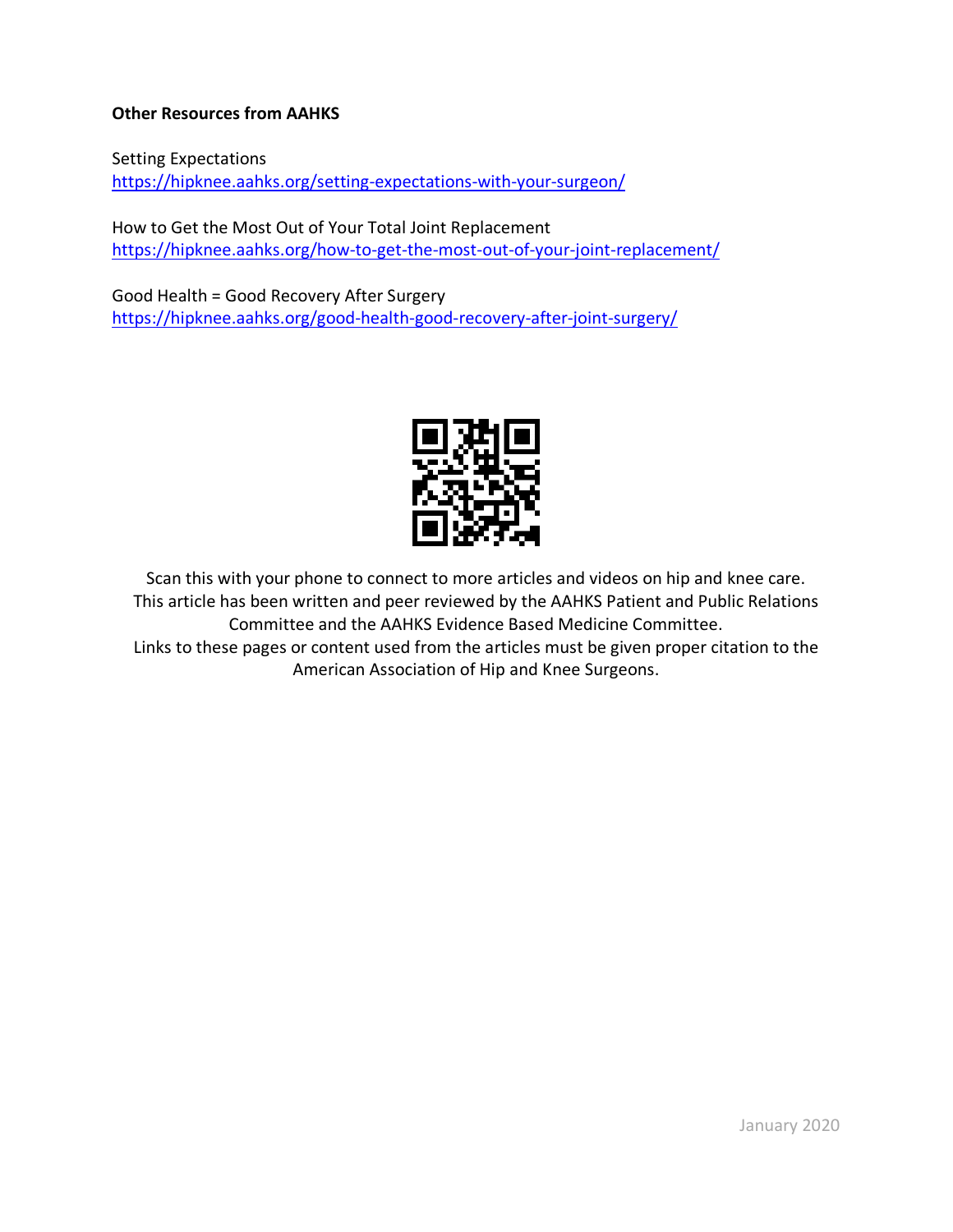**Other Resources from AAHKS**

Setting Expectations
https://hipknee.aahks.org/setting-expectations-with-your-surgeon/

How to Get the Most Out of Your Total Joint Replacement
https://hipknee.aahks.org/how-to-get-the-most-out-of-your-joint-replacement/

Good Health = Good Recovery After Surgery
https://hipknee.aahks.org/good-health-good-recovery-after-joint-surgery/

Scan this with your phone to connect to more articles and videos on hip and knee care.
This article has been written and peer reviewed by the AAHKS Patient and Public Relations Committee and the AAHKS Evidence Based Medicine Committee.
Links to these pages or content used from the articles must be given proper citation to the American Association of Hip and Knee Surgeons.

January 2020